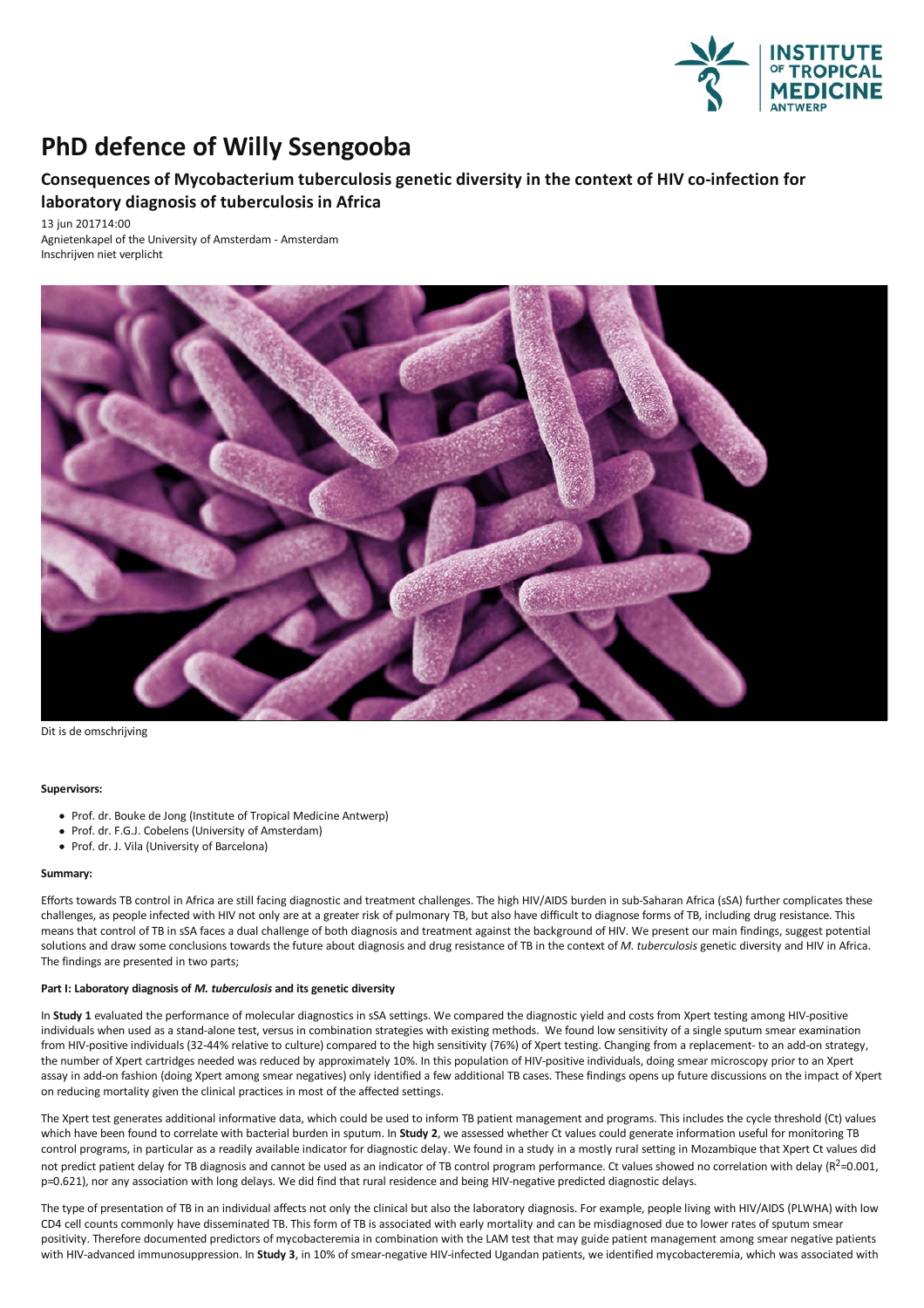# PhD defence of Willy Ssengooba

## Consequences of Mycobacterium tuberculosis genetic diversity in the context of HIV co-infection for laboratory diagnosis of tuberculosis in Africa

13 jun 201714:00
Agnietenkapel of the University of Amsterdam - Amsterdam
Inschrijven niet verplicht

Dit is de omschrijving

**Supervisors:**

- Prof. dr. Bouke de Jong (Institute of Tropical Medicine Antwerp)
- Prof. dr. F.G.J. Cobelens (University of Amsterdam)
- Prof. dr. J. Vila (University of Barcelona)

**Summary:**

Efforts towards TB control in Africa are still facing diagnostic and treatment challenges. The high HIV/AIDS burden in sub-Saharan Africa (sSA) further complicates these challenges, as people infected with HIV not only are at a greater risk of pulmonary TB, but also have difficult to diagnose forms of TB, including drug resistance. This means that control of TB in sSA faces a dual challenge of both diagnosis and treatment against the background of HIV. We present our main findings, suggest potential solutions and draw some conclusions towards the future about diagnosis and drug resistance of TB in the context of *M. tuberculosis* genetic diversity and HIV in Africa. The findings are presented in two parts;

**Part I: Laboratory diagnosis of *M. tuberculosis* and its genetic diversity**

In **Study 1** evaluated the performance of molecular diagnostics in sSA settings. We compared the diagnostic yield and costs from Xpert testing among HIV-positive individuals when used as a stand-alone test, versus in combination strategies with existing methods. We found low sensitivity of a single sputum smear examination from HIV-positive individuals (32-44% relative to culture) compared to the high sensitivity (76%) of Xpert testing. Changing from a replacement- to an add-on strategy, the number of Xpert cartridges needed was reduced by approximately 10%. In this population of HIV-positive individuals, doing smear microscopy prior to an Xpert assay in add-on fashion (doing Xpert among smear negatives) only identified a few additional TB cases. These findings opens up future discussions on the impact of Xpert on reducing mortality given the clinical practices in most of the affected settings.

The Xpert test generates additional informative data, which could be used to inform TB patient management and programs. This includes the cycle threshold (Ct) values which have been found to correlate with bacterial burden in sputum. In **Study 2**, we assessed whether Ct values could generate information useful for monitoring TB control programs, in particular as a readily available indicator for diagnostic delay. We found in a study in a mostly rural setting in Mozambique that Xpert Ct values did not predict patient delay for TB diagnosis and cannot be used as an indicator of TB control program performance. Ct values showed no correlation with delay ($R^2$=0.001, p=0.621), nor any association with long delays. We did find that rural residence and being HIV-negative predicted diagnostic delays.

The type of presentation of TB in an individual affects not only the clinical but also the laboratory diagnosis. For example, people living with HIV/AIDS (PLWHA) with low CD4 cell counts commonly have disseminated TB. This form of TB is associated with early mortality and can be misdiagnosed due to lower rates of sputum smear positivity. Therefore documented predictors of mycobacteremia in combination with the LAM test that may guide patient management among smear negative patients with HIV-advanced immunosuppression. In **Study 3**, in 10% of smear-negative HIV-infected Ugandan patients, we identified mycobacteremia, which was associated with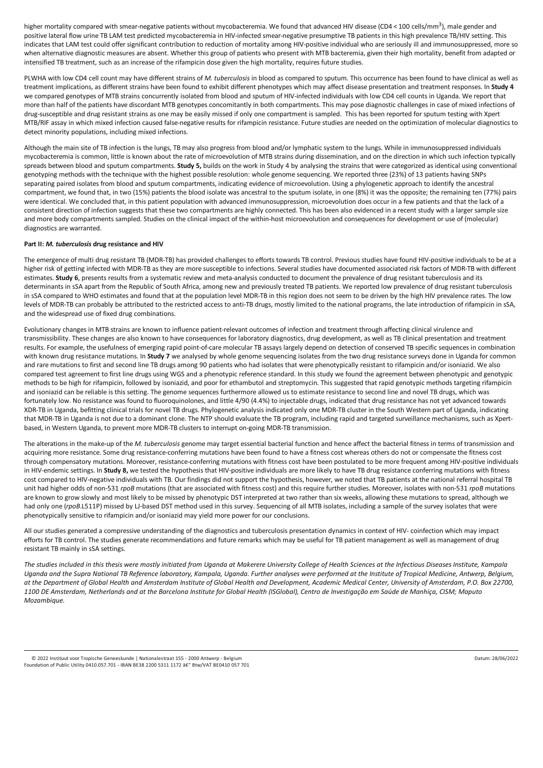higher mortality compared with smear-negative patients without mycobacteremia. We found that advanced HIV disease (CD4 < 100 cells/mm$^3$), male gender and positive lateral flow urine TB LAM test predicted mycobacteremia in HIV-infected smear-negative presumptive TB patients in this high prevalence TB/HIV setting. This indicates that LAM test could offer significant contribution to reduction of mortality among HIV-positive individual who are seriously ill and immunosuppressed, more so when alternative diagnostic measures are absent. Whether this group of patients who present with MTB bacteremia, given their high mortality, benefit from adapted or intensified TB treatment, such as an increase of the rifampicin dose given the high mortality, requires future studies.

PLWHA with low CD4 cell count may have different strains of *M. tuberculosis* in blood as compared to sputum. This occurrence has been found to have clinical as well as treatment implications, as different strains have been found to exhibit different phenotypes which may affect disease presentation and treatment responses. In **Study 4** we compared genotypes of MTB strains concurrently isolated from blood and sputum of HIV-infected individuals with low CD4 cell counts in Uganda. We report that more than half of the patients have discordant MTB genotypes concomitantly in both compartments. This may pose diagnostic challenges in case of mixed infections of drug-susceptible and drug resistant strains as one may be easily missed if only one compartment is sampled. This has been reported for sputum testing with Xpert MTB/RIF assay in which mixed infection caused false-negative results for rifampicin resistance. Future studies are needed on the optimization of molecular diagnostics to detect minority populations, including mixed infections.

Although the main site of TB infection is the lungs, TB may also progress from blood and/or lymphatic system to the lungs. While in immunosuppressed individuals mycobacteremia is common, little is known about the rate of microevolution of MTB strains during dissemination, and on the direction in which such infection typically spreads between blood and sputum compartments. **Study 5,** builds on the work in Study 4 by analysing the strains that were categorized as identical using conventional genotyping methods with the technique with the highest possible resolution: whole genome sequencing. We reported three (23%) of 13 patients having SNPs separating paired isolates from blood and sputum compartments, indicating evidence of microevolution. Using a phylogenetic approach to identify the ancestral compartment, we found that, in two (15%) patients the blood isolate was ancestral to the sputum isolate, in one (8%) it was the opposite; the remaining ten (77%) pairs were identical. We concluded that, in this patient population with advanced immunosuppression, microevolution does occur in a few patients and that the lack of a consistent direction of infection suggests that these two compartments are highly connected. This has been also evidenced in a recent study with a larger sample size and more body compartments sampled. Studies on the clinical impact of the within-host microevolution and consequences for development or use of (molecular) diagnostics are warranted.

**Part II: *M. tuberculosis* drug resistance and HIV**

The emergence of multi drug resistant TB (MDR-TB) has provided challenges to efforts towards TB control. Previous studies have found HIV-positive individuals to be at a higher risk of getting infected with MDR-TB as they are more susceptible to infections. Several studies have documented associated risk factors of MDR-TB with different estimates. **Study 6**, presents results from a systematic review and meta-analysis conducted to document the prevalence of drug resistant tuberculosis and its determinants in sSA apart from the Republic of South Africa, among new and previously treated TB patients. We reported low prevalence of drug resistant tuberculosis in sSA compared to WHO estimates and found that at the population level MDR-TB in this region does not seem to be driven by the high HIV prevalence rates. The low levels of MDR-TB can probably be attributed to the restricted access to anti-TB drugs, mostly limited to the national programs, the late introduction of rifampicin in sSA, and the widespread use of fixed drug combinations.

Evolutionary changes in MTB strains are known to influence patient-relevant outcomes of infection and treatment through affecting clinical virulence and transmissibility. These changes are also known to have consequences for laboratory diagnostics, drug development, as well as TB clinical presentation and treatment results. For example, the usefulness of emerging rapid point-of-care molecular TB assays largely depend on detection of conserved TB specific sequences in combination with known drug resistance mutations. In **Study 7** we analysed by whole genome sequencing isolates from the two drug resistance surveys done in Uganda for common and rare mutations to first and second line TB drugs among 90 patients who had isolates that were phenotypically resistant to rifampicin and/or isoniazid. We also compared test agreement to first line drugs using WGS and a phenotypic reference standard. In this study we found the agreement between phenotypic and genotypic methods to be high for rifampicin, followed by isoniazid, and poor for ethambutol and streptomycin. This suggested that rapid genotypic methods targeting rifampicin and isoniazid can be reliable is this setting. The genome sequences furthermore allowed us to estimate resistance to second line and novel TB drugs, which was fortunately low. No resistance was found to fluoroquinolones, and little 4/90 (4.4%) to injectable drugs, indicated that drug resistance has not yet advanced towards XDR-TB in Uganda, befitting clinical trials for novel TB drugs. Phylogenetic analysis indicated only one MDR-TB cluster in the South Western part of Uganda, indicating that MDR-TB in Uganda is not due to a dominant clone. The NTP should evaluate the TB program, including rapid and targeted surveillance mechanisms, such as Xpert-based, in Western Uganda, to prevent more MDR-TB clusters to interrupt on-going MDR-TB transmission.

The alterations in the make-up of the *M. tuberculosis* genome may target essential bacterial function and hence affect the bacterial fitness in terms of transmission and acquiring more resistance. Some drug resistance-conferring mutations have been found to have a fitness cost whereas others do not or compensate the fitness cost through compensatory mutations. Moreover, resistance-conferring mutations with fitness cost have been postulated to be more frequent among HIV-positive individuals in HIV-endemic settings. In **Study 8,** we tested the hypothesis that HIV-positive individuals are more likely to have TB drug resistance conferring mutations with fitness cost compared to HIV-negative individuals with TB. Our findings did not support the hypothesis, however, we noted that TB patients at the national referral hospital TB unit had higher odds of non-531 *rpoB* mutations (that are associated with fitness cost) and this require further studies. Moreover, isolates with non-531 *rpoB* mutations are known to grow slowly and most likely to be missed by phenotypic DST interpreted at two rather than six weeks, allowing these mutations to spread, although we had only one (*rpoB*.L511P) missed by LJ-based DST method used in this survey. Sequencing of all MTB isolates, including a sample of the survey isolates that were phenotypically sensitive to rifampicin and/or isoniazid may yield more power for our conclusions.

All our studies generated a compressive understanding of the diagnostics and tuberculosis presentation dynamics in context of HIV- coinfection which may impact efforts for TB control. The studies generate recommendations and future remarks which may be useful for TB patient management as well as management of drug resistant TB mainly in sSA settings.

*The studies included in this thesis were mostly initiated from Uganda at Makerere University College of Health Sciences at the Infectious Diseases Institute, Kampala Uganda and the Supra National TB Reference laboratory, Kampala, Uganda. Further analyses were performed at the Institute of Tropical Medicine, Antwerp, Belgium, at the Department of Global Health and Amsterdam Institute of Global Health and Development, Academic Medical Center, University of Amsterdam, P.O. Box 22700, 1100 DE Amsterdam, Netherlands and at the Barcelona Institute for Global Health (ISGlobal), Centro de Investigação em Saúde de Manhiça, CISM; Maputo Mozambique.*